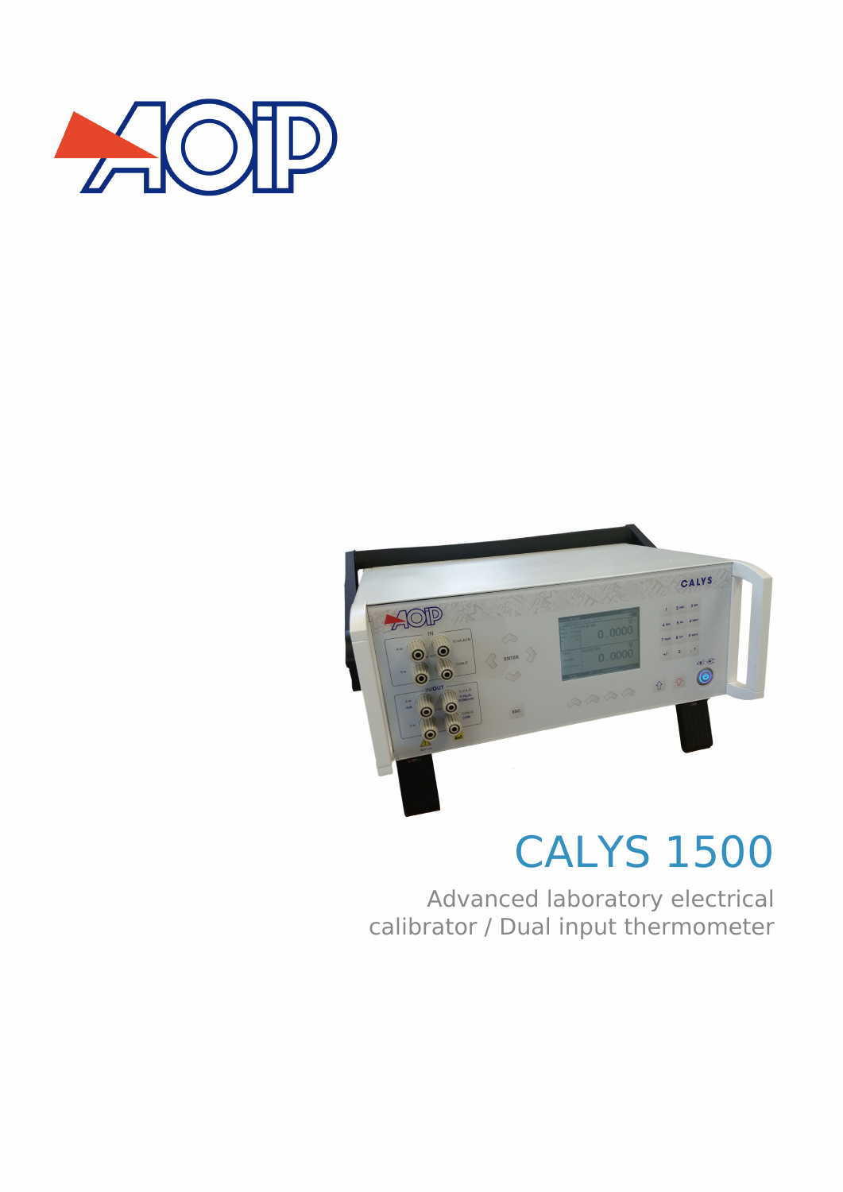# CALYS 1500

Advanced laboratory electrical calibrator / Dual input thermometer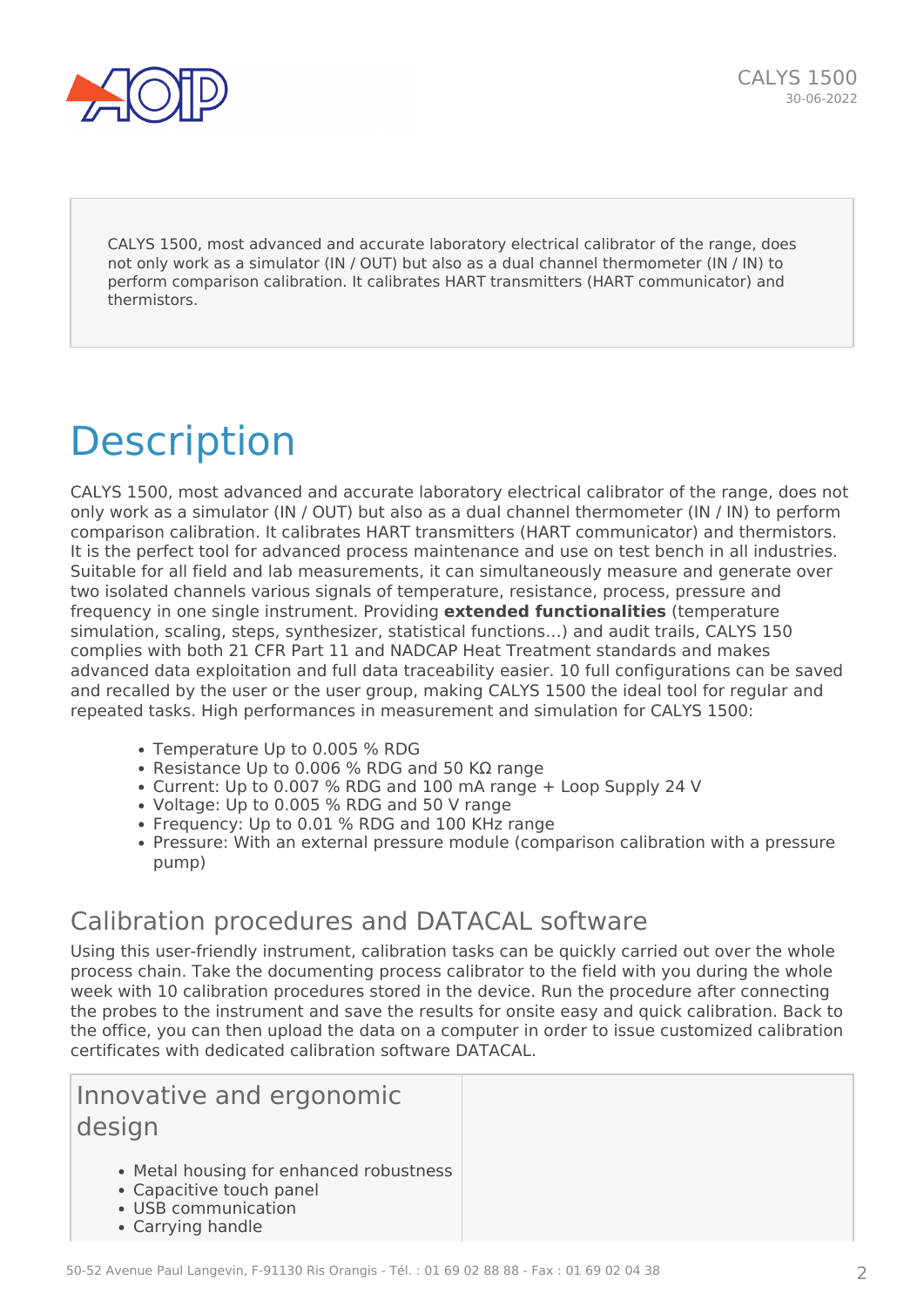CALYS 1500, most advanced and accurate laboratory electrical calibrator of the range, does not only work as a simulator (IN / OUT) but also as a dual channel thermometer (IN / IN) to perform comparison calibration. It calibrates HART transmitters (HART communicator) and thermistors.

# Description

CALYS 1500, most advanced and accurate laboratory electrical calibrator of the range, does not only work as a simulator (IN / OUT) but also as a dual channel thermometer (IN / IN) to perform comparison calibration. It calibrates HART transmitters (HART communicator) and thermistors. It is the perfect tool for advanced process maintenance and use on test bench in all industries. Suitable for all field and lab measurements, it can simultaneously measure and generate over two isolated channels various signals of temperature, resistance, process, pressure and frequency in one single instrument. Providing **extended functionalities** (temperature simulation, scaling, steps, synthesizer, statistical functions…) and audit trails, CALYS 150 complies with both 21 CFR Part 11 and NADCAP Heat Treatment standards and makes advanced data exploitation and full data traceability easier. 10 full configurations can be saved and recalled by the user or the user group, making CALYS 1500 the ideal tool for regular and repeated tasks. High performances in measurement and simulation for CALYS 1500:

- Temperature Up to 0.005 % RDG
- Resistance Up to 0.006 % RDG and 50 KΩ range
- Current: Up to 0.007 % RDG and 100 mA range + Loop Supply 24 V
- Voltage: Up to 0.005 % RDG and 50 V range
- Frequency: Up to 0.01 % RDG and 100 KHz range
- Pressure: With an external pressure module (comparison calibration with a pressure pump)

## Calibration procedures and DATACAL software

Using this user-friendly instrument, calibration tasks can be quickly carried out over the whole process chain. Take the documenting process calibrator to the field with you during the whole week with 10 calibration procedures stored in the device. Run the procedure after connecting the probes to the instrument and save the results for onsite easy and quick calibration. Back to the office, you can then upload the data on a computer in order to issue customized calibration certificates with dedicated calibration software DATACAL.

## Innovative and ergonomic design

- Metal housing for enhanced robustness
- Capacitive touch panel
- USB communication
- Carrying handle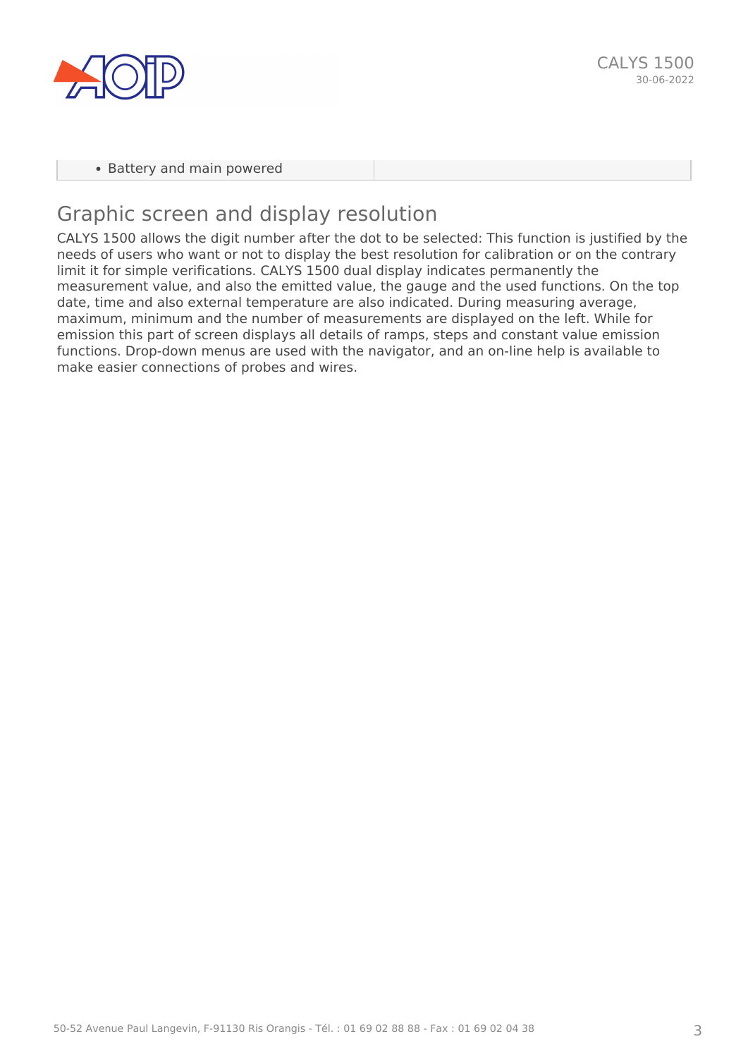| | |
|---|---|
| • Battery and main powered | |

## Graphic screen and display resolution

CALYS 1500 allows the digit number after the dot to be selected: This function is justified by the needs of users who want or not to display the best resolution for calibration or on the contrary limit it for simple verifications. CALYS 1500 dual display indicates permanently the measurement value, and also the emitted value, the gauge and the used functions. On the top date, time and also external temperature are also indicated. During measuring average, maximum, minimum and the number of measurements are displayed on the left. While for emission this part of screen displays all details of ramps, steps and constant value emission functions. Drop-down menus are used with the navigator, and an on-line help is available to make easier connections of probes and wires.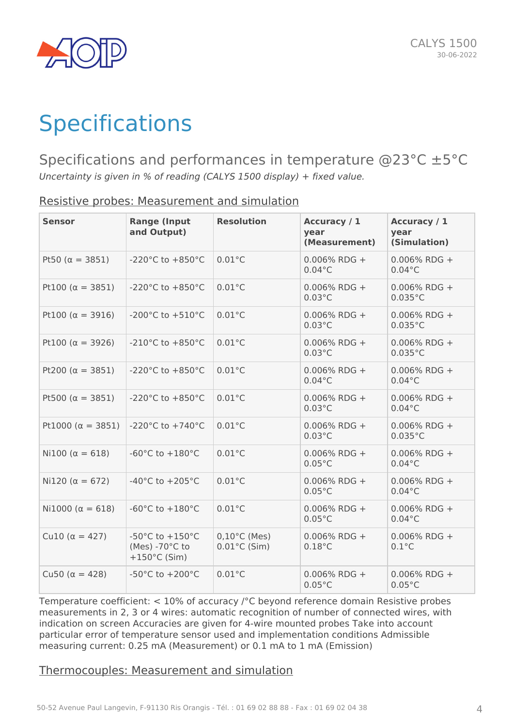# Specifications

## Specifications and performances in temperature @23°C ±5°C

*Uncertainty is given in % of reading (CALYS 1500 display) + fixed value.*

### Resistive probes: Measurement and simulation

| Sensor | Range (Input and Output) | Resolution | Accuracy / 1 year (Measurement) | Accuracy / 1 year (Simulation) |
|---|---|---|---|---|
| Pt50 (α = 3851) | -220°C to +850°C | 0.01°C | 0.006% RDG + 0.04°C | 0.006% RDG + 0.04°C |
| Pt100 (α = 3851) | -220°C to +850°C | 0.01°C | 0.006% RDG + 0.03°C | 0.006% RDG + 0.035°C |
| Pt100 (α = 3916) | -200°C to +510°C | 0.01°C | 0.006% RDG + 0.03°C | 0.006% RDG + 0.035°C |
| Pt100 (α = 3926) | -210°C to +850°C | 0.01°C | 0.006% RDG + 0.03°C | 0.006% RDG + 0.035°C |
| Pt200 (α = 3851) | -220°C to +850°C | 0.01°C | 0.006% RDG + 0.04°C | 0.006% RDG + 0.04°C |
| Pt500 (α = 3851) | -220°C to +850°C | 0.01°C | 0.006% RDG + 0.03°C | 0.006% RDG + 0.04°C |
| Pt1000 (α = 3851) | -220°C to +740°C | 0.01°C | 0.006% RDG + 0.03°C | 0.006% RDG + 0.035°C |
| Ni100 (α = 618) | -60°C to +180°C | 0.01°C | 0.006% RDG + 0.05°C | 0.006% RDG + 0.04°C |
| Ni120 (α = 672) | -40°C to +205°C | 0.01°C | 0.006% RDG + 0.05°C | 0.006% RDG + 0.04°C |
| Ni1000 (α = 618) | -60°C to +180°C | 0.01°C | 0.006% RDG + 0.05°C | 0.006% RDG + 0.04°C |
| Cu10 (α = 427) | -50°C to +150°C (Mes) -70°C to +150°C (Sim) | 0,10°C (Mes) 0.01°C (Sim) | 0.006% RDG + 0.18°C | 0.006% RDG + 0.1°C |
| Cu50 (α = 428) | -50°C to +200°C | 0.01°C | 0.006% RDG + 0.05°C | 0.006% RDG + 0.05°C |

Temperature coefficient: < 10% of accuracy /°C beyond reference domain Resistive probes measurements in 2, 3 or 4 wires: automatic recognition of number of connected wires, with indication on screen Accuracies are given for 4-wire mounted probes Take into account particular error of temperature sensor used and implementation conditions Admissible measuring current: 0.25 mA (Measurement) or 0.1 mA to 1 mA (Emission)

### Thermocouples: Measurement and simulation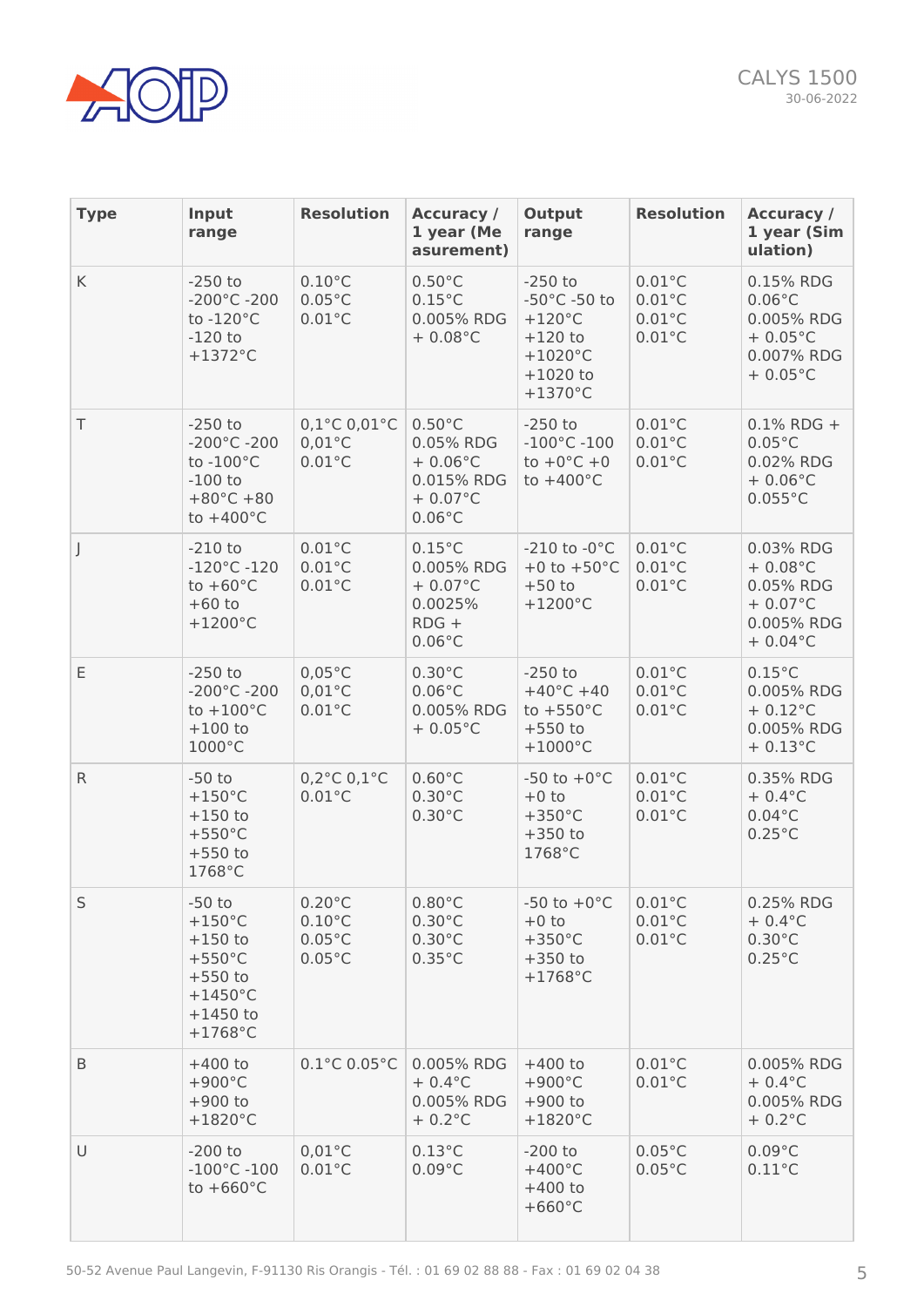| Type | Input range | Resolution | Accuracy / 1 year (Measurement) | Output range | Resolution | Accuracy / 1 year (Simulation) |
| --- | --- | --- | --- | --- | --- | --- |
| K | -250 to -200°C -200 to -120°C -120 to +1372°C | 0.10°C 0.05°C 0.01°C | 0.50°C 0.15°C 0.005% RDG + 0.08°C | -250 to -50°C -50 to +120°C +120 to +1020°C +1020 to +1370°C | 0.01°C 0.01°C 0.01°C 0.01°C | 0.15% RDG 0.06°C 0.005% RDG + 0.05°C 0.007% RDG + 0.05°C |
| T | -250 to -200°C -200 to -100°C -100 to +80°C +80 to +400°C | 0,1°C 0,01°C 0,01°C 0.01°C | 0.50°C 0.05% RDG + 0.06°C 0.015% RDG + 0.07°C 0.06°C | -250 to -100°C -100 to +0°C +0 to +400°C | 0.01°C 0.01°C 0.01°C | 0.1% RDG + 0.05°C 0.02% RDG + 0.06°C 0.055°C |
| J | -210 to -120°C -120 to +60°C +60 to +1200°C | 0.01°C 0.01°C 0.01°C | 0.15°C 0.005% RDG + 0.07°C 0.0025% RDG + 0.06°C | -210 to -0°C +0 to +50°C +50 to +1200°C | 0.01°C 0.01°C 0.01°C | 0.03% RDG + 0.08°C 0.05% RDG + 0.07°C 0.005% RDG + 0.04°C |
| E | -250 to -200°C -200 to +100°C +100 to 1000°C | 0,05°C 0,01°C 0.01°C | 0.30°C 0.06°C 0.005% RDG + 0.05°C | -250 to +40°C +40 to +550°C +550 to +1000°C | 0.01°C 0.01°C 0.01°C | 0.15°C 0.005% RDG + 0.12°C 0.005% RDG + 0.13°C |
| R | -50 to +150°C +150 to +550°C +550 to 1768°C | 0,2°C 0,1°C 0.01°C | 0.60°C 0.30°C 0.30°C | -50 to +0°C +0 to +350°C +350 to 1768°C | 0.01°C 0.01°C 0.01°C | 0.35% RDG + 0.4°C 0.04°C 0.25°C |
| S | -50 to +150°C +150 to +550°C +550 to +1450°C +1450 to +1768°C | 0.20°C 0.10°C 0.05°C 0.05°C | 0.80°C 0.30°C 0.30°C 0.35°C | -50 to +0°C +0 to +350°C +350 to +1768°C | 0.01°C 0.01°C 0.01°C | 0.25% RDG + 0.4°C 0.30°C 0.25°C |
| B | +400 to +900°C +900 to +1820°C | 0.1°C 0.05°C | 0.005% RDG + 0.4°C 0.005% RDG + 0.2°C | +400 to +900°C +900 to +1820°C | 0.01°C 0.01°C | 0.005% RDG + 0.4°C 0.005% RDG + 0.2°C |
| U | -200 to -100°C -100 to +660°C | 0,01°C 0.01°C | 0.13°C 0.09°C | -200 to +400°C +400 to +660°C | 0.05°C 0.05°C | 0.09°C 0.11°C |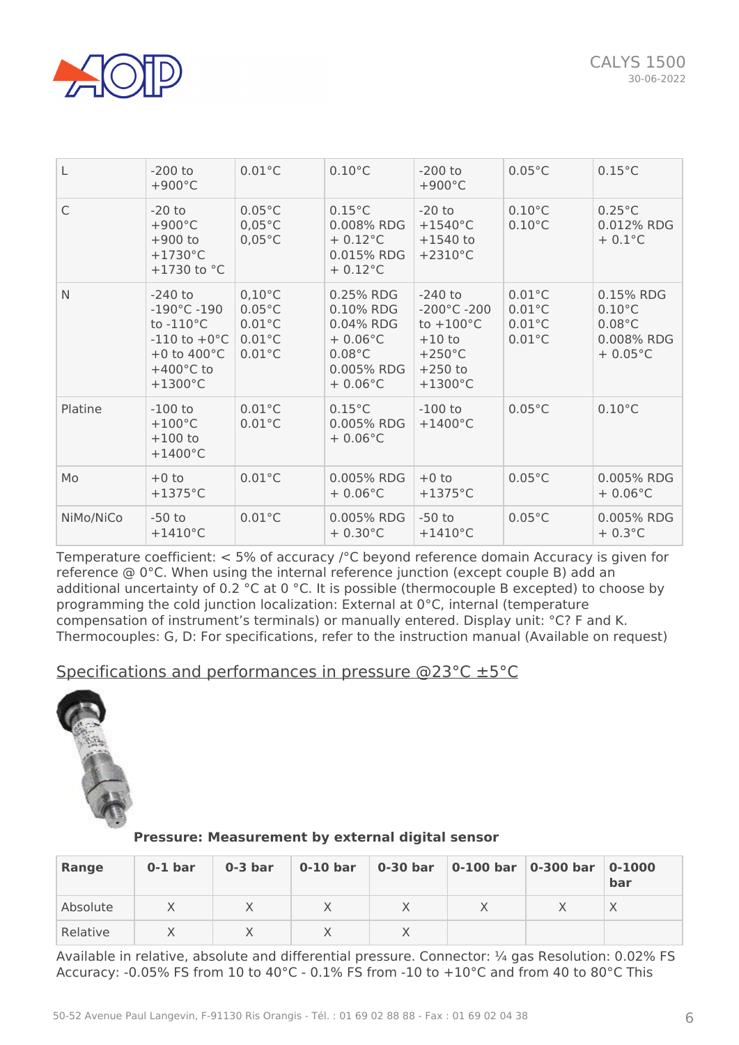| L | -200 to +900°C | 0.01°C | 0.10°C | -200 to +900°C | 0.05°C | 0.15°C |
|---|---|---|---|---|---|---|
| C | -20 to +900°C +900 to +1730°C +1730 to °C | 0.05°C 0,05°C 0,05°C | 0.15°C 0.008% RDG + 0.12°C 0.015% RDG + 0.12°C | -20 to +1540°C +1540 to +2310°C | 0.10°C 0.10°C | 0.25°C 0.012% RDG + 0.1°C |
| N | -240 to -190°C -190 to -110°C -110 to +0°C +0 to 400°C +400°C to +1300°C | 0,10°C 0.05°C 0.01°C 0.01°C 0.01°C | 0.25% RDG 0.10% RDG 0.04% RDG + 0.06°C 0.08°C 0.005% RDG + 0.06°C | -240 to -200°C -200 to +100°C +10 to +250°C +250 to +1300°C | 0.01°C 0.01°C 0.01°C 0.01°C | 0.15% RDG 0.10°C 0.08°C 0.008% RDG + 0.05°C |
| Platine | -100 to +100°C +100 to +1400°C | 0.01°C 0.01°C | 0.15°C 0.005% RDG + 0.06°C | -100 to +1400°C | 0.05°C | 0.10°C |
| Mo | +0 to +1375°C | 0.01°C | 0.005% RDG + 0.06°C | +0 to +1375°C | 0.05°C | 0.005% RDG + 0.06°C |
| NiMo/NiCo | -50 to +1410°C | 0.01°C | 0.005% RDG + 0.30°C | -50 to +1410°C | 0.05°C | 0.005% RDG + 0.3°C |

Temperature coefficient: < 5% of accuracy /°C beyond reference domain Accuracy is given for reference @ 0°C. When using the internal reference junction (except couple B) add an additional uncertainty of 0.2 °C at 0 °C. It is possible (thermocouple B excepted) to choose by programming the cold junction localization: External at 0°C, internal (temperature compensation of instrument's terminals) or manually entered. Display unit: °C? F and K. Thermocouples: G, D: For specifications, refer to the instruction manual (Available on request)

## Specifications and performances in pressure @23°C ±5°C

**Pressure: Measurement by external digital sensor**

| Range | 0-1 bar | 0-3 bar | 0-10 bar | 0-30 bar | 0-100 bar | 0-300 bar | 0-1000 bar |
|---|---|---|---|---|---|---|---|
| Absolute | X | X | X | X | X | X | X |
| Relative | X | X | X | X | | | |

Available in relative, absolute and differential pressure. Connector: ¼ gas Resolution: 0.02% FS Accuracy: -0.05% FS from 10 to 40°C - 0.1% FS from -10 to +10°C and from 40 to 80°C This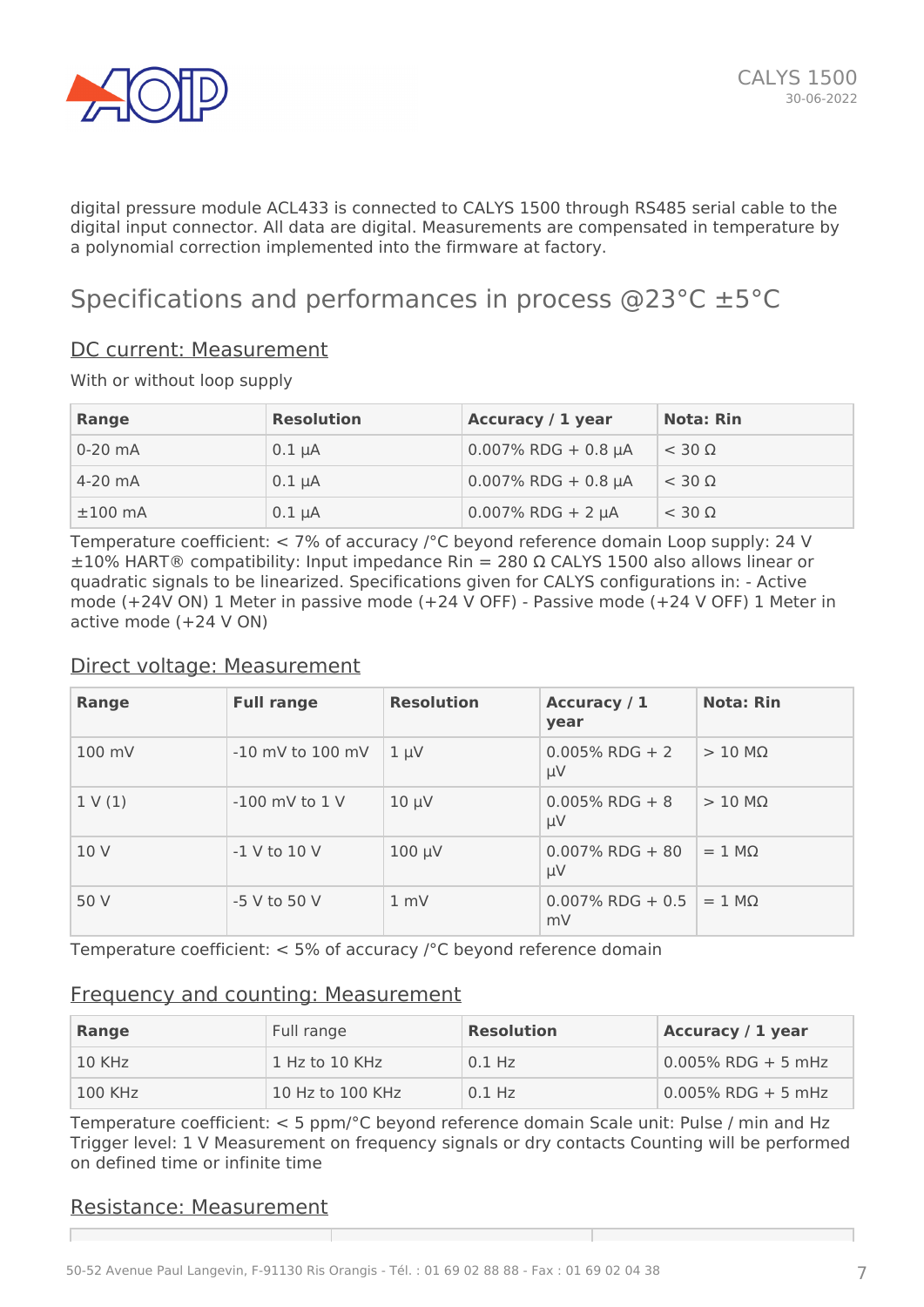digital pressure module ACL433 is connected to CALYS 1500 through RS485 serial cable to the digital input connector. All data are digital. Measurements are compensated in temperature by a polynomial correction implemented into the firmware at factory.

# Specifications and performances in process @23°C ±5°C

## DC current: Measurement

With or without loop supply

| Range | Resolution | Accuracy / 1 year | Nota: Rin |
|---|---|---|---|
| 0-20 mA | 0.1 µA | 0.007% RDG + 0.8 µA | < 30 Ω |
| 4-20 mA | 0.1 µA | 0.007% RDG + 0.8 µA | < 30 Ω |
| ±100 mA | 0.1 µA | 0.007% RDG + 2 µA | < 30 Ω |

Temperature coefficient: < 7% of accuracy /°C beyond reference domain Loop supply: 24 V ±10% HART® compatibility: Input impedance Rin = 280 Ω CALYS 1500 also allows linear or quadratic signals to be linearized. Specifications given for CALYS configurations in: - Active mode (+24V ON) 1 Meter in passive mode (+24 V OFF) - Passive mode (+24 V OFF) 1 Meter in active mode (+24 V ON)

## Direct voltage: Measurement

| Range | Full range | Resolution | Accuracy / 1 year | Nota: Rin |
|---|---|---|---|---|
| 100 mV | -10 mV to 100 mV | 1 µV | 0.005% RDG + 2 µV | > 10 MΩ |
| 1 V (1) | -100 mV to 1 V | 10 µV | 0.005% RDG + 8 µV | > 10 MΩ |
| 10 V | -1 V to 10 V | 100 µV | 0.007% RDG + 80 µV | = 1 MΩ |
| 50 V | -5 V to 50 V | 1 mV | 0.007% RDG + 0.5 mV | = 1 MΩ |

Temperature coefficient: < 5% of accuracy /°C beyond reference domain

## Frequency and counting: Measurement

| Range | Full range | Resolution | Accuracy / 1 year |
|---|---|---|---|
| 10 KHz | 1 Hz to 10 KHz | 0.1 Hz | 0.005% RDG + 5 mHz |
| 100 KHz | 10 Hz to 100 KHz | 0.1 Hz | 0.005% RDG + 5 mHz |

Temperature coefficient: < 5 ppm/°C beyond reference domain Scale unit: Pulse / min and Hz Trigger level: 1 V Measurement on frequency signals or dry contacts Counting will be performed on defined time or infinite time

## Resistance: Measurement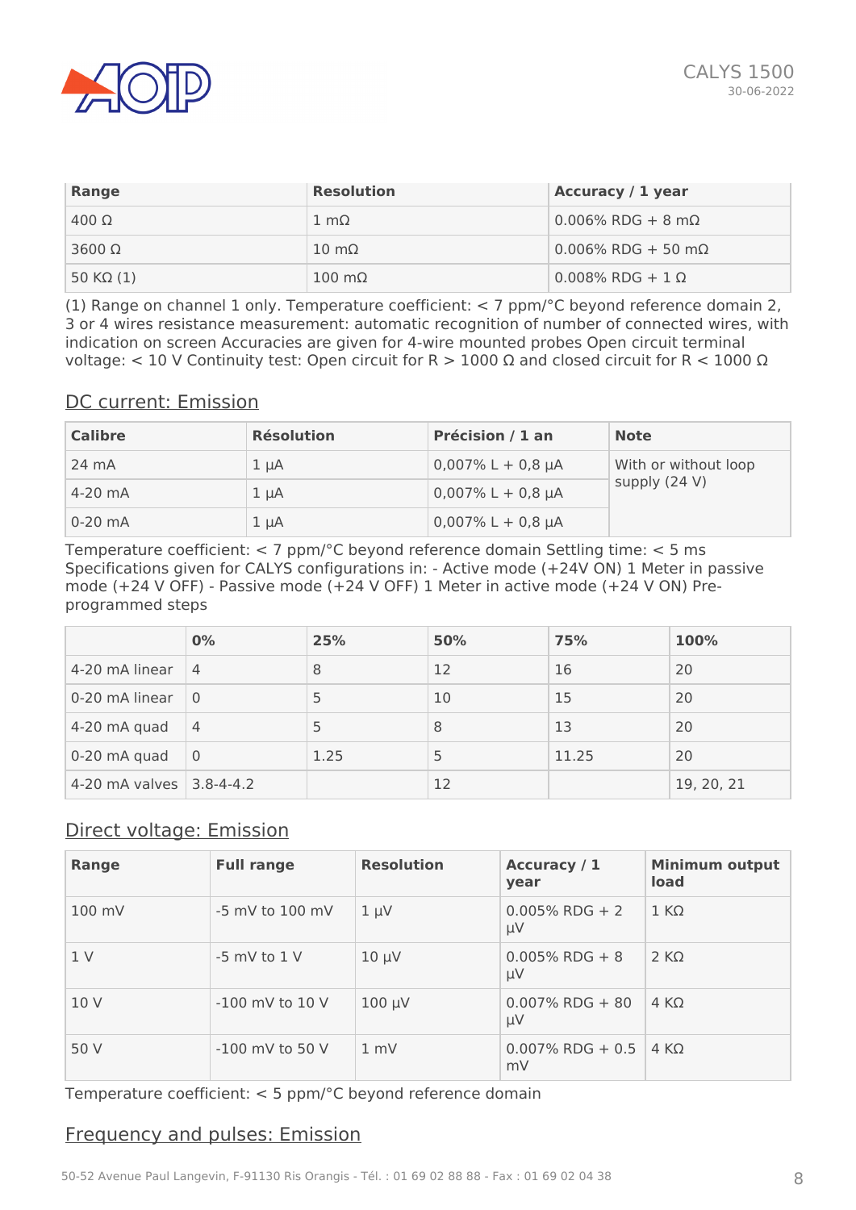| Range | Resolution | Accuracy / 1 year |
| --- | --- | --- |
| 400 Ω | 1 mΩ | 0.006% RDG + 8 mΩ |
| 3600 Ω | 10 mΩ | 0.006% RDG + 50 mΩ |
| 50 KΩ (1) | 100 mΩ | 0.008% RDG + 1 Ω |

(1) Range on channel 1 only. Temperature coefficient: < 7 ppm/°C beyond reference domain 2, 3 or 4 wires resistance measurement: automatic recognition of number of connected wires, with indication on screen Accuracies are given for 4-wire mounted probes Open circuit terminal voltage: < 10 V Continuity test: Open circuit for R > 1000 Ω and closed circuit for R < 1000 Ω

## DC current: Emission

| Calibre | Résolution | Précision / 1 an | Note |
| --- | --- | --- | --- |
| 24 mA | 1 µA | 0,007% L + 0,8 µA | With or without loop supply (24 V) |
| 4-20 mA | 1 µA | 0,007% L + 0,8 µA | |
| 0-20 mA | 1 µA | 0,007% L + 0,8 µA | |

Temperature coefficient: < 7 ppm/°C beyond reference domain Settling time: < 5 ms Specifications given for CALYS configurations in: - Active mode (+24V ON) 1 Meter in passive mode (+24 V OFF) - Passive mode (+24 V OFF) 1 Meter in active mode (+24 V ON) Pre-programmed steps

| | 0% | 25% | 50% | 75% | 100% |
| --- | --- | --- | --- | --- | --- |
| 4-20 mA linear | 4 | 8 | 12 | 16 | 20 |
| 0-20 mA linear | 0 | 5 | 10 | 15 | 20 |
| 4-20 mA quad | 4 | 5 | 8 | 13 | 20 |
| 0-20 mA quad | 0 | 1.25 | 5 | 11.25 | 20 |
| 4-20 mA valves | 3.8-4-4.2 | | 12 | | 19, 20, 21 |

## Direct voltage: Emission

| Range | Full range | Resolution | Accuracy / 1 year | Minimum output load |
| --- | --- | --- | --- | --- |
| 100 mV | -5 mV to 100 mV | 1 µV | 0.005% RDG + 2 µV | 1 KΩ |
| 1 V | -5 mV to 1 V | 10 µV | 0.005% RDG + 8 µV | 2 KΩ |
| 10 V | -100 mV to 10 V | 100 µV | 0.007% RDG + 80 µV | 4 KΩ |
| 50 V | -100 mV to 50 V | 1 mV | 0.007% RDG + 0.5 mV | 4 KΩ |

Temperature coefficient: < 5 ppm/°C beyond reference domain

## Frequency and pulses: Emission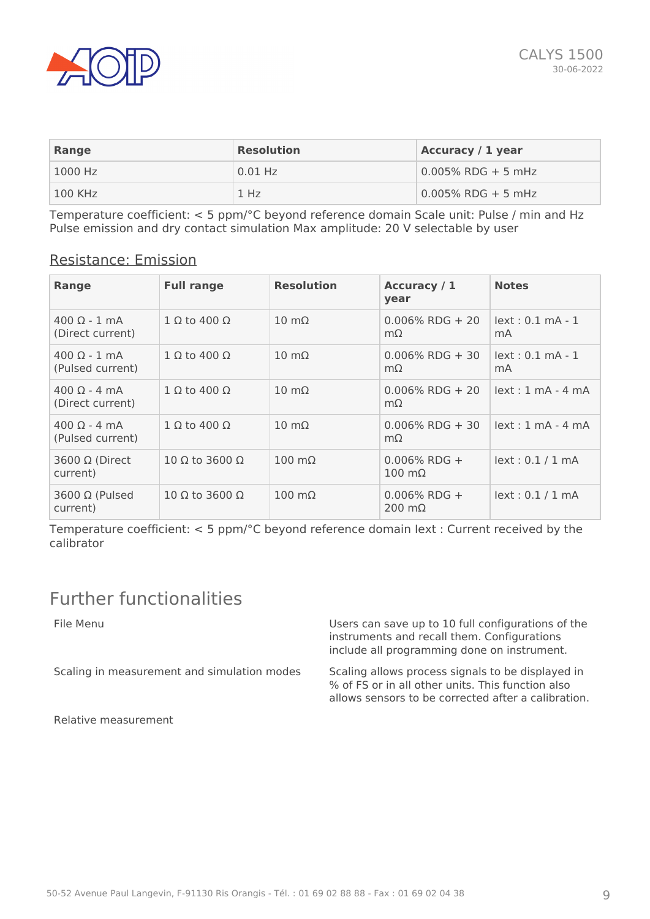| Range | Resolution | Accuracy / 1 year |
| --- | --- | --- |
| 1000 Hz | 0.01 Hz | 0.005% RDG + 5 mHz |
| 100 KHz | 1 Hz | 0.005% RDG + 5 mHz |

Temperature coefficient: < 5 ppm/°C beyond reference domain Scale unit: Pulse / min and Hz Pulse emission and dry contact simulation Max amplitude: 20 V selectable by user

## Resistance: Emission

| Range | Full range | Resolution | Accuracy / 1 year | Notes |
| --- | --- | --- | --- | --- |
| 400 Ω - 1 mA (Direct current) | 1 Ω to 400 Ω | 10 mΩ | 0.006% RDG + 20 mΩ | Iext : 0.1 mA - 1 mA |
| 400 Ω - 1 mA (Pulsed current) | 1 Ω to 400 Ω | 10 mΩ | 0.006% RDG + 30 mΩ | Iext : 0.1 mA - 1 mA |
| 400 Ω - 4 mA (Direct current) | 1 Ω to 400 Ω | 10 mΩ | 0.006% RDG + 20 mΩ | Iext : 1 mA - 4 mA |
| 400 Ω - 4 mA (Pulsed current) | 1 Ω to 400 Ω | 10 mΩ | 0.006% RDG + 30 mΩ | Iext : 1 mA - 4 mA |
| 3600 Ω (Direct current) | 10 Ω to 3600 Ω | 100 mΩ | 0.006% RDG + 100 mΩ | Iext : 0.1 / 1 mA |
| 3600 Ω (Pulsed current) | 10 Ω to 3600 Ω | 100 mΩ | 0.006% RDG + 200 mΩ | Iext : 0.1 / 1 mA |

Temperature coefficient: < 5 ppm/°C beyond reference domain Iext : Current received by the calibrator

# Further functionalities

| | |
| --- | --- |
| File Menu | Users can save up to 10 full configurations of the instruments and recall them. Configurations include all programming done on instrument. |
| Scaling in measurement and simulation modes | Scaling allows process signals to be displayed in % of FS or in all other units. This function also allows sensors to be corrected after a calibration. |
| Relative measurement | |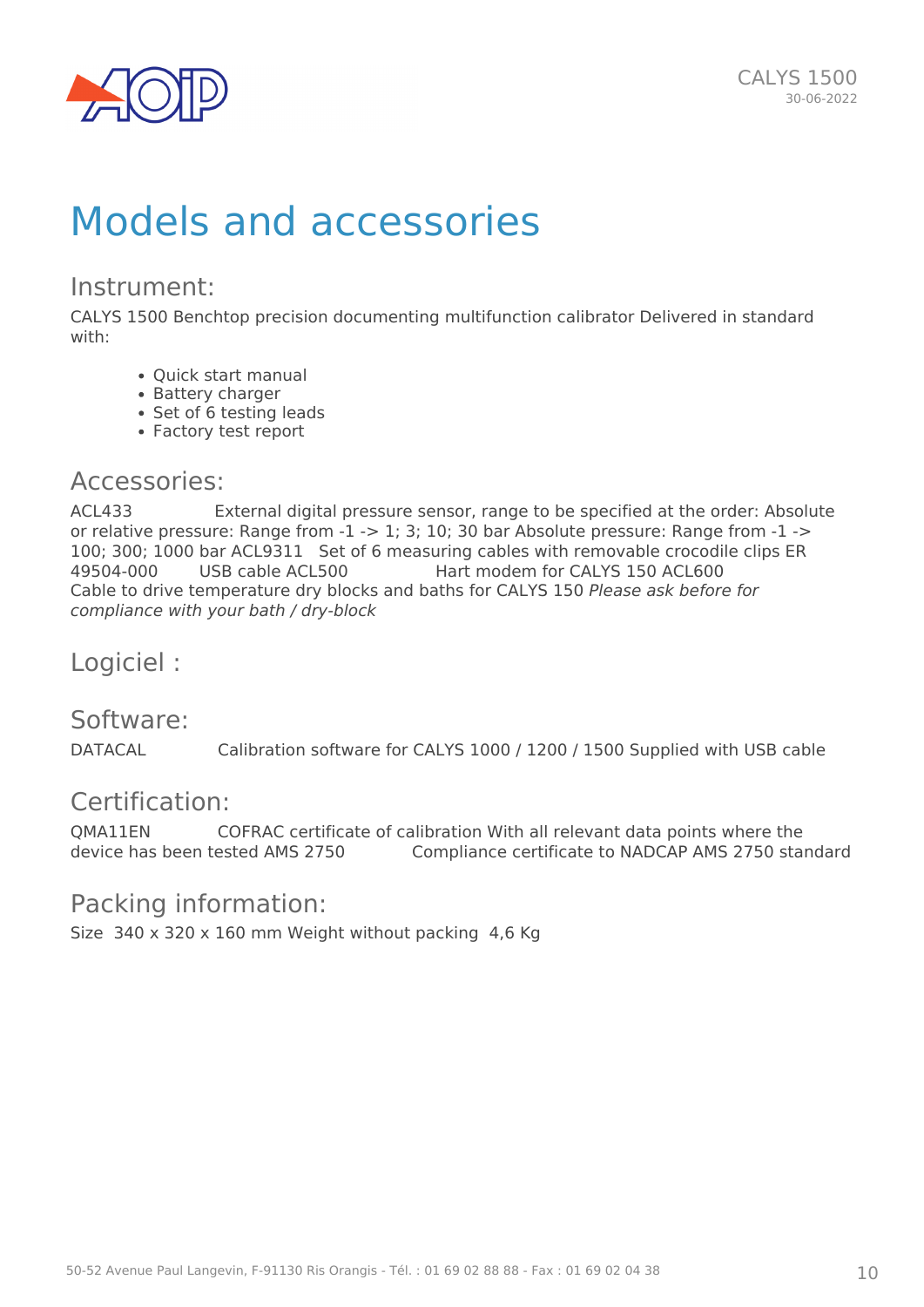# Models and accessories

## Instrument:

CALYS 1500 Benchtop precision documenting multifunction calibrator Delivered in standard with:

- Quick start manual
- Battery charger
- Set of 6 testing leads
- Factory test report

## Accessories:

ACL433 External digital pressure sensor, range to be specified at the order: Absolute or relative pressure: Range from -1 -> 1; 3; 10; 30 bar Absolute pressure: Range from -1 -> 100; 300; 1000 bar ACL9311 Set of 6 measuring cables with removable crocodile clips ER 49504-000 USB cable ACL500 Hart modem for CALYS 150 ACL600 Cable to drive temperature dry blocks and baths for CALYS 150 *Please ask before for compliance with your bath / dry-block*

## Logiciel :

## Software:

DATACAL Calibration software for CALYS 1000 / 1200 / 1500 Supplied with USB cable

## Certification:

QMA11EN COFRAC certificate of calibration With all relevant data points where the device has been tested AMS 2750 Compliance certificate to NADCAP AMS 2750 standard

## Packing information:

Size 340 x 320 x 160 mm Weight without packing 4,6 Kg